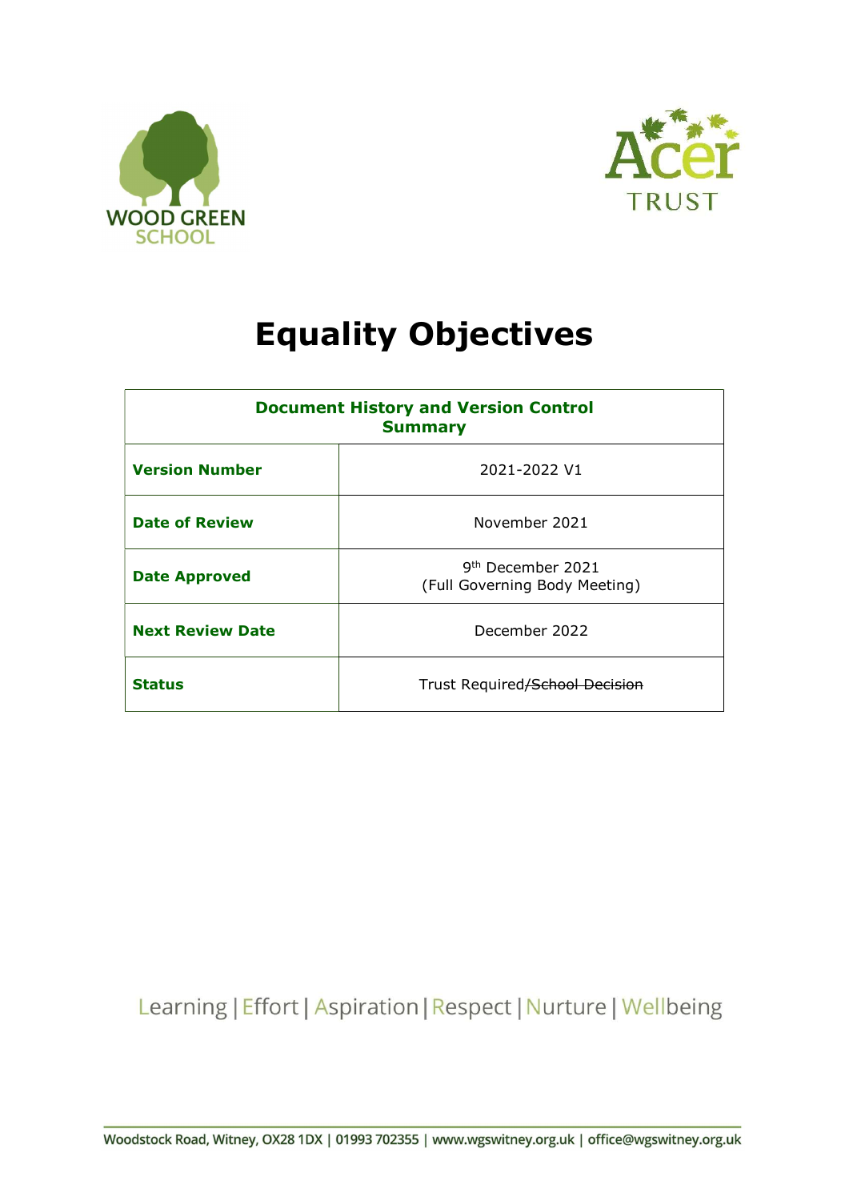WOOD GREEN SCHOOL

Acer TRUST

# Equality Objectives

| Document History and Version Control Summary | |
|---|---|
| **Version Number** | 2021-2022 V1 |
| **Date of Review** | November 2021 |
| **Date Approved** | 9th December 2021 (Full Governing Body Meeting) |
| **Next Review Date** | December 2022 |
| **Status** | Trust Required/~~School Decision~~ |

Learning | Effort | Aspiration | Respect | Nurture | Wellbeing

Woodstock Road, Witney, OX28 1DX | 01993 702355 | www.wgswitney.org.uk | office@wgswitney.org.uk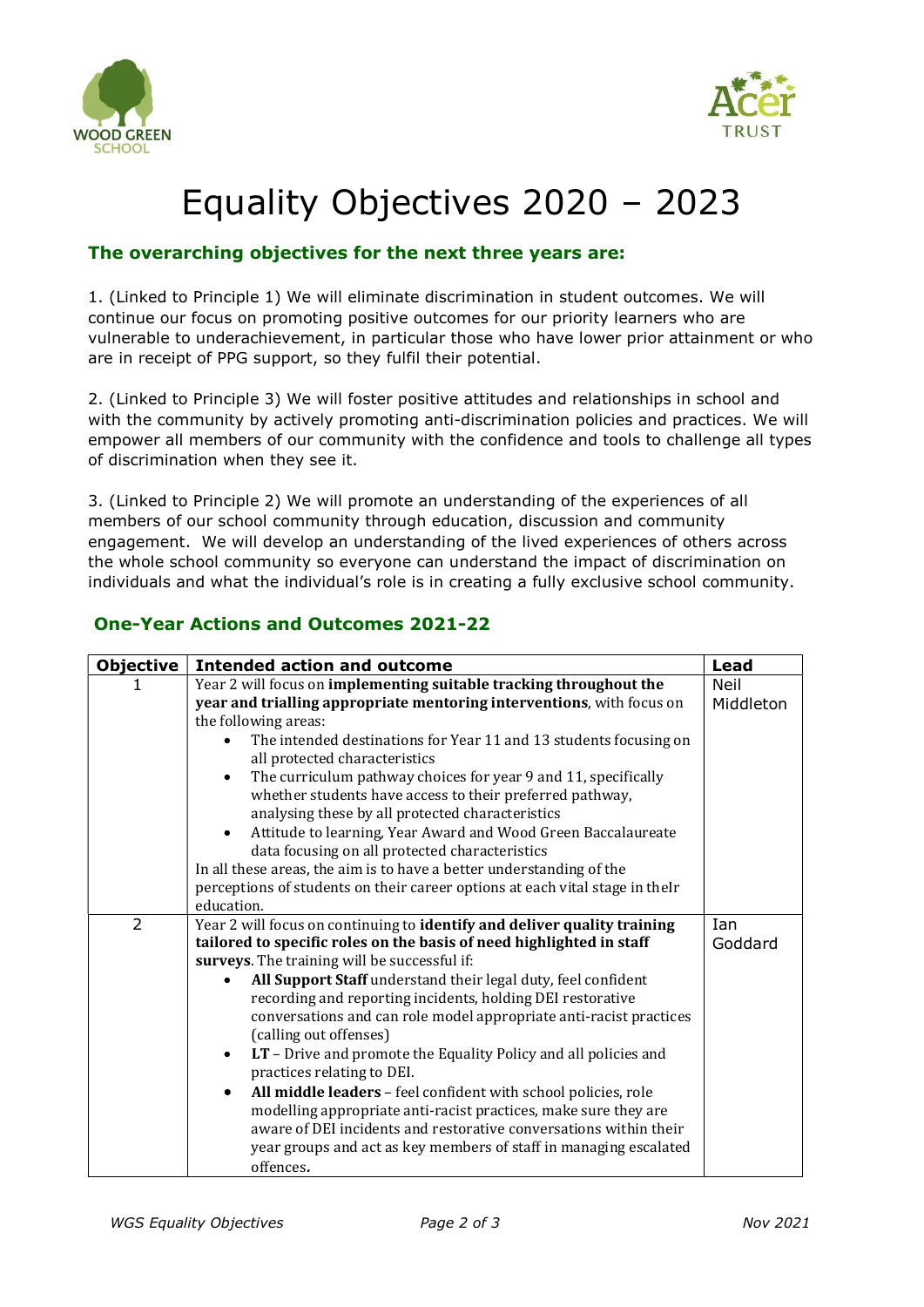# Equality Objectives 2020 – 2023

### The overarching objectives for the next three years are:

1. (Linked to Principle 1) We will eliminate discrimination in student outcomes. We will continue our focus on promoting positive outcomes for our priority learners who are vulnerable to underachievement, in particular those who have lower prior attainment or who are in receipt of PPG support, so they fulfil their potential.

2. (Linked to Principle 3) We will foster positive attitudes and relationships in school and with the community by actively promoting anti-discrimination policies and practices. We will empower all members of our community with the confidence and tools to challenge all types of discrimination when they see it.

3. (Linked to Principle 2) We will promote an understanding of the experiences of all members of our school community through education, discussion and community engagement. We will develop an understanding of the lived experiences of others across the whole school community so everyone can understand the impact of discrimination on individuals and what the individual's role is in creating a fully exclusive school community.

### One-Year Actions and Outcomes 2021-22

| Objective | Intended action and outcome | Lead |
|---|---|---|
| 1 | Year 2 will focus on **implementing suitable tracking throughout the year and trialling appropriate mentoring interventions**, with focus on the following areas:<br>• The intended destinations for Year 11 and 13 students focusing on all protected characteristics<br>• The curriculum pathway choices for year 9 and 11, specifically whether students have access to their preferred pathway, analysing these by all protected characteristics<br>• Attitude to learning, Year Award and Wood Green Baccalaureate data focusing on all protected characteristics<br>In all these areas, the aim is to have a better understanding of the perceptions of students on their career options at each vital stage in theIr education. | Neil Middleton |
| 2 | Year 2 will focus on continuing to **identify and deliver quality training tailored to specific roles on the basis of need highlighted in staff surveys**. The training will be successful if:<br>• **All Support Staff** understand their legal duty, feel confident recording and reporting incidents, holding DEI restorative conversations and can role model appropriate anti-racist practices (calling out offenses)<br>• **LT** – Drive and promote the Equality Policy and all policies and practices relating to DEI.<br>• **All middle leaders** – feel confident with school policies, role modelling appropriate anti-racist practices, make sure they are aware of DEI incidents and restorative conversations within their year groups and act as key members of staff in managing escalated offences**.** | Ian Goddard |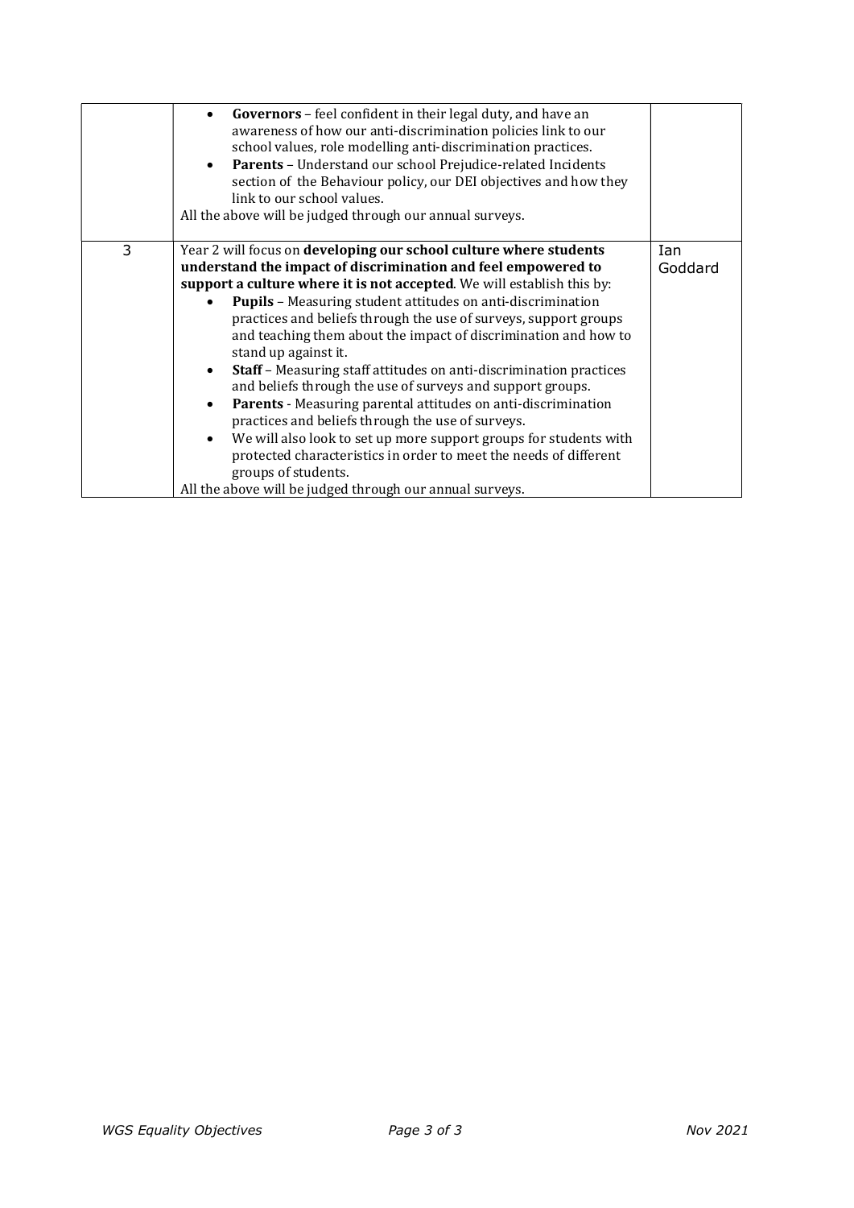| | | |
|---|---|---|
| | • **Governors** – feel confident in their legal duty, and have an awareness of how our anti-discrimination policies link to our school values, role modelling anti-discrimination practices.<br>• **Parents** – Understand our school Prejudice-related Incidents section of the Behaviour policy, our DEI objectives and how they link to our school values.<br>All the above will be judged through our annual surveys. | |
| 3 | Year 2 will focus on **developing our school culture where students understand the impact of discrimination and feel empowered to support a culture where it is not accepted**. We will establish this by:<br>• **Pupils** – Measuring student attitudes on anti-discrimination practices and beliefs through the use of surveys, support groups and teaching them about the impact of discrimination and how to stand up against it.<br>• **Staff** – Measuring staff attitudes on anti-discrimination practices and beliefs through the use of surveys and support groups.<br>• **Parents** - Measuring parental attitudes on anti-discrimination practices and beliefs through the use of surveys.<br>• We will also look to set up more support groups for students with protected characteristics in order to meet the needs of different groups of students.<br>All the above will be judged through our annual surveys. | Ian Goddard |